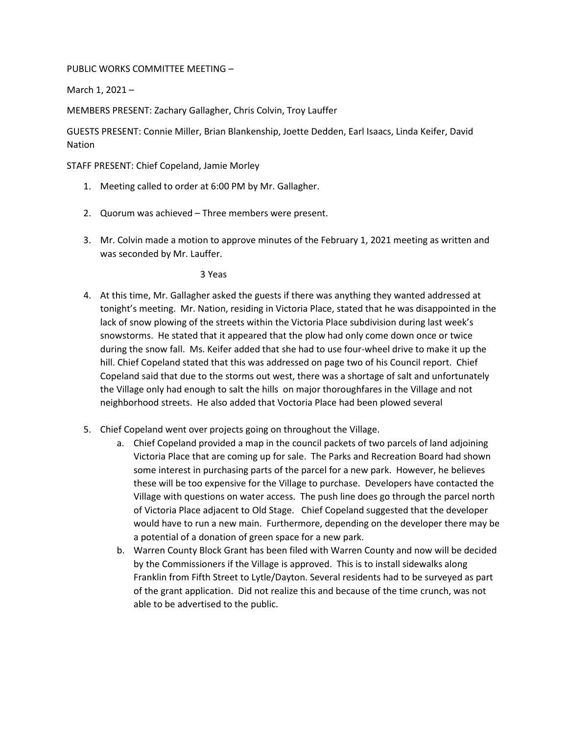PUBLIC WORKS COMMITTEE MEETING –

March 1, 2021 –

MEMBERS PRESENT: Zachary Gallagher, Chris Colvin, Troy Lauffer

GUESTS PRESENT: Connie Miller, Brian Blankenship, Joette Dedden, Earl Isaacs, Linda Keifer, David Nation

STAFF PRESENT: Chief Copeland, Jamie Morley

1. Meeting called to order at 6:00 PM by Mr. Gallagher.

2. Quorum was achieved – Three members were present.

3. Mr. Colvin made a motion to approve minutes of the February 1, 2021 meeting as written and was seconded by Mr. Lauffer.

   3 Yeas

4. At this time, Mr. Gallagher asked the guests if there was anything they wanted addressed at tonight's meeting. Mr. Nation, residing in Victoria Place, stated that he was disappointed in the lack of snow plowing of the streets within the Victoria Place subdivision during last week's snowstorms. He stated that it appeared that the plow had only come down once or twice during the snow fall. Ms. Keifer added that she had to use four-wheel drive to make it up the hill. Chief Copeland stated that this was addressed on page two of his Council report. Chief Copeland said that due to the storms out west, there was a shortage of salt and unfortunately the Village only had enough to salt the hills on major thoroughfares in the Village and not neighborhood streets. He also added that Voctoria Place had been plowed several

5. Chief Copeland went over projects going on throughout the Village.
   a. Chief Copeland provided a map in the council packets of two parcels of land adjoining Victoria Place that are coming up for sale. The Parks and Recreation Board had shown some interest in purchasing parts of the parcel for a new park. However, he believes these will be too expensive for the Village to purchase. Developers have contacted the Village with questions on water access. The push line does go through the parcel north of Victoria Place adjacent to Old Stage. Chief Copeland suggested that the developer would have to run a new main. Furthermore, depending on the developer there may be a potential of a donation of green space for a new park.
   b. Warren County Block Grant has been filed with Warren County and now will be decided by the Commissioners if the Village is approved. This is to install sidewalks along Franklin from Fifth Street to Lytle/Dayton. Several residents had to be surveyed as part of the grant application. Did not realize this and because of the time crunch, was not able to be advertised to the public.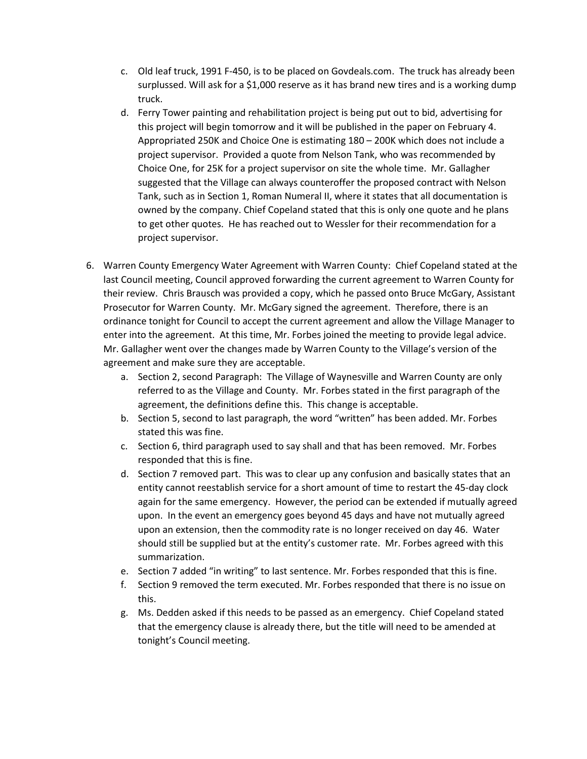c. Old leaf truck, 1991 F-450, is to be placed on Govdeals.com. The truck has already been surplussed. Will ask for a $1,000 reserve as it has brand new tires and is a working dump truck.
   d. Ferry Tower painting and rehabilitation project is being put out to bid, advertising for this project will begin tomorrow and it will be published in the paper on February 4. Appropriated 250K and Choice One is estimating 180 – 200K which does not include a project supervisor. Provided a quote from Nelson Tank, who was recommended by Choice One, for 25K for a project supervisor on site the whole time. Mr. Gallagher suggested that the Village can always counteroffer the proposed contract with Nelson Tank, such as in Section 1, Roman Numeral II, where it states that all documentation is owned by the company. Chief Copeland stated that this is only one quote and he plans to get other quotes. He has reached out to Wessler for their recommendation for a project supervisor.

6. Warren County Emergency Water Agreement with Warren County: Chief Copeland stated at the last Council meeting, Council approved forwarding the current agreement to Warren County for their review. Chris Brausch was provided a copy, which he passed onto Bruce McGary, Assistant Prosecutor for Warren County. Mr. McGary signed the agreement. Therefore, there is an ordinance tonight for Council to accept the current agreement and allow the Village Manager to enter into the agreement. At this time, Mr. Forbes joined the meeting to provide legal advice. Mr. Gallagher went over the changes made by Warren County to the Village's version of the agreement and make sure they are acceptable.
   a. Section 2, second Paragraph: The Village of Waynesville and Warren County are only referred to as the Village and County. Mr. Forbes stated in the first paragraph of the agreement, the definitions define this. This change is acceptable.
   b. Section 5, second to last paragraph, the word "written" has been added. Mr. Forbes stated this was fine.
   c. Section 6, third paragraph used to say shall and that has been removed. Mr. Forbes responded that this is fine.
   d. Section 7 removed part. This was to clear up any confusion and basically states that an entity cannot reestablish service for a short amount of time to restart the 45-day clock again for the same emergency. However, the period can be extended if mutually agreed upon. In the event an emergency goes beyond 45 days and have not mutually agreed upon an extension, then the commodity rate is no longer received on day 46. Water should still be supplied but at the entity's customer rate. Mr. Forbes agreed with this summarization.
   e. Section 7 added "in writing" to last sentence. Mr. Forbes responded that this is fine.
   f. Section 9 removed the term executed. Mr. Forbes responded that there is no issue on this.
   g. Ms. Dedden asked if this needs to be passed as an emergency. Chief Copeland stated that the emergency clause is already there, but the title will need to be amended at tonight's Council meeting.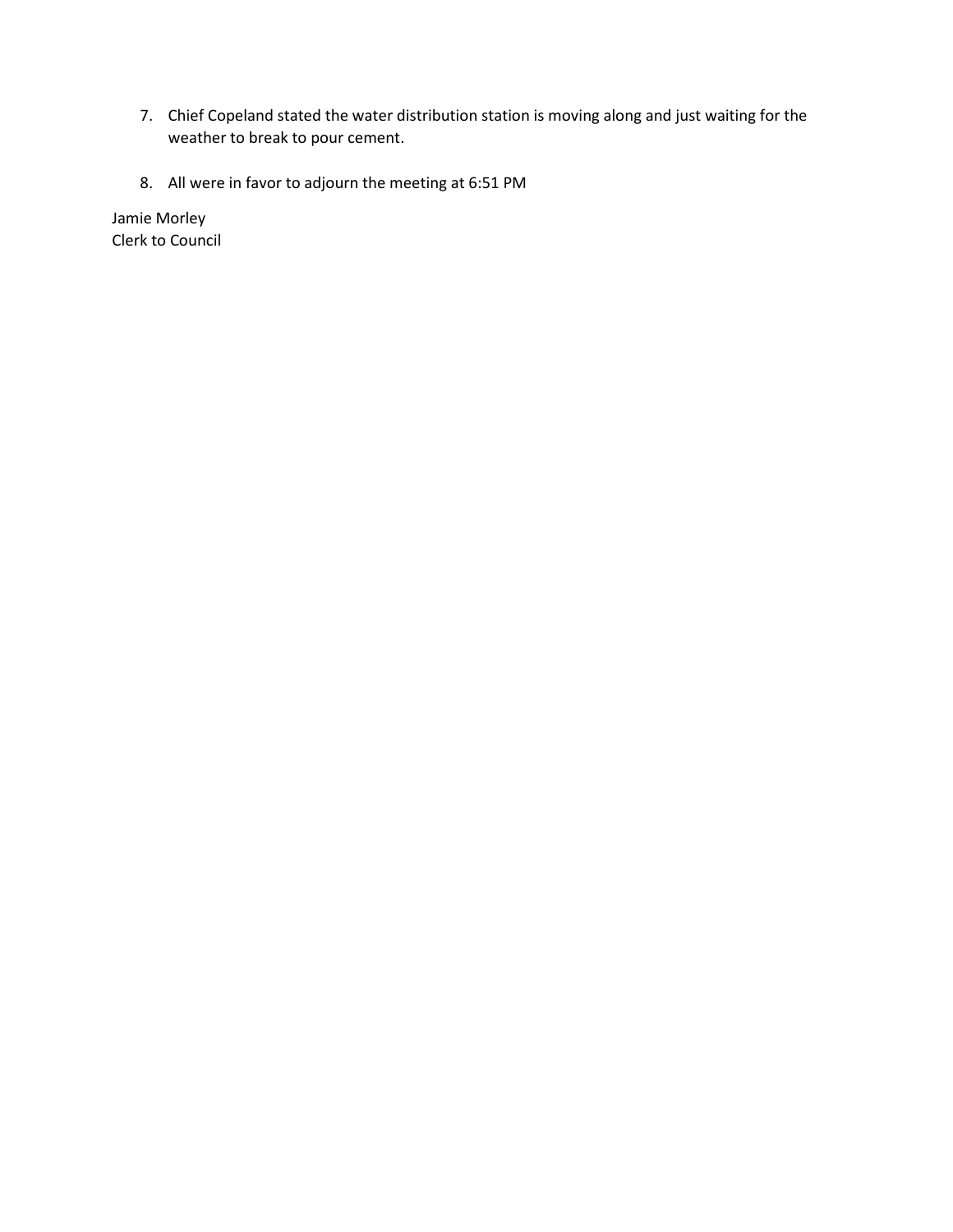7. Chief Copeland stated the water distribution station is moving along and just waiting for the weather to break to pour cement.

8. All were in favor to adjourn the meeting at 6:51 PM

Jamie Morley
Clerk to Council